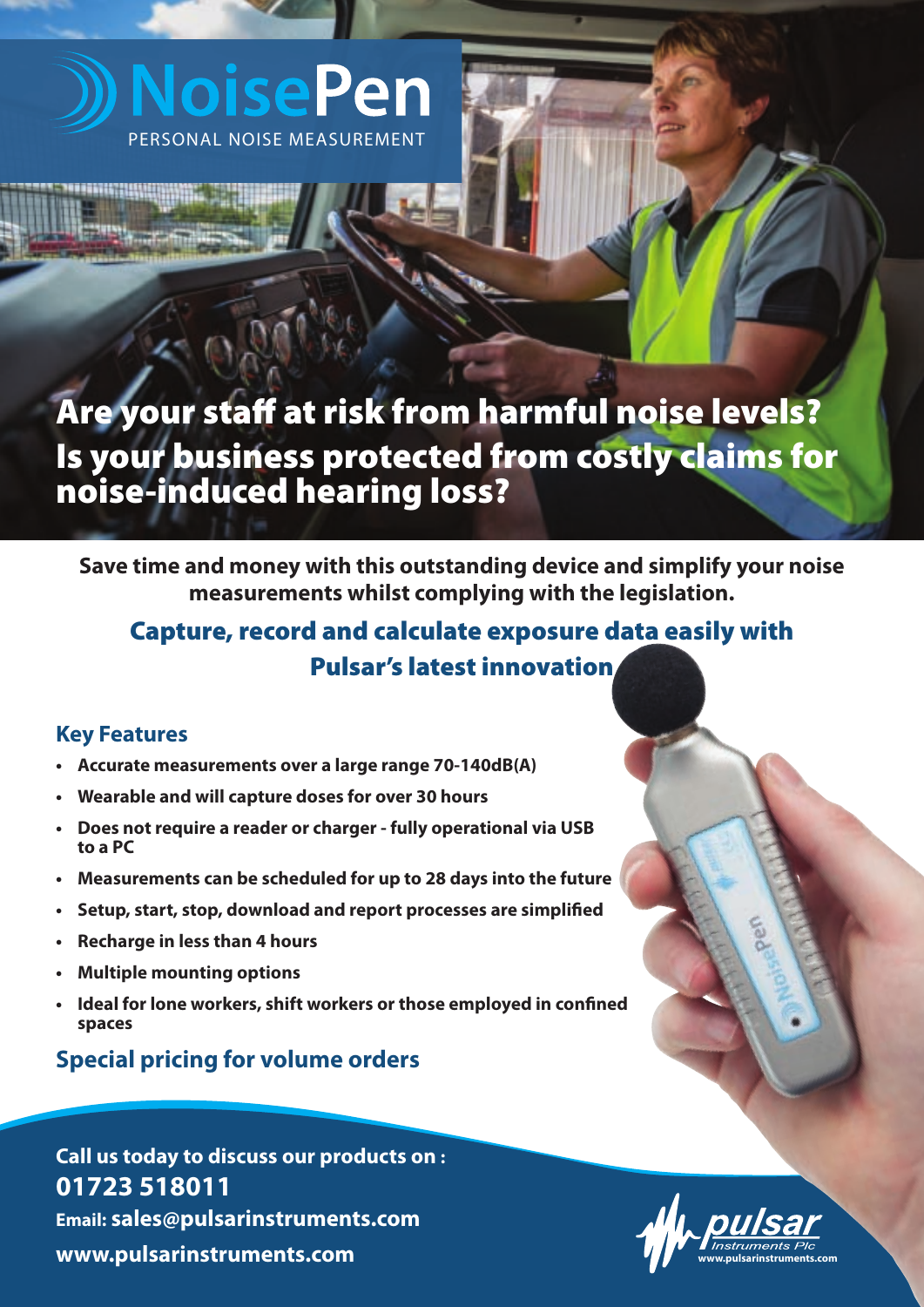# NoisePen

PERSONAL NOISE MEASUREMENT

## Are your staff at risk from harmful noise levels? Is your business protected from costly claims for noise-induced hearing loss?

**Save time and money with this outstanding device and simplify your noise measurements whilst complying with the legislation.**

## Capture, record and calculate exposure data easily with Pulsar's latest innovation

### Key Features

- **Accurate measurements over a large range 70-140dB(A)**
- **Wearable and will capture doses for over 30 hours**
- **Does not require a reader or charger - fully operational via USB to a PC**
- **Measurements can be scheduled for up to 28 days into the future**
- **Setup, start, stop, download and report processes are simplified**
- **Recharge in less than 4 hours**
- **Multiple mounting options**
- **Ideal for lone workers, shift workers or those employed in confined spaces**

### Special pricing for volume orders

**Call us today to discuss our products on :**
**01723 518011**
**Email: sales@pulsarinstruments.com**
**www.pulsarinstruments.com**

pulsar Instruments Plc
www.pulsarinstruments.com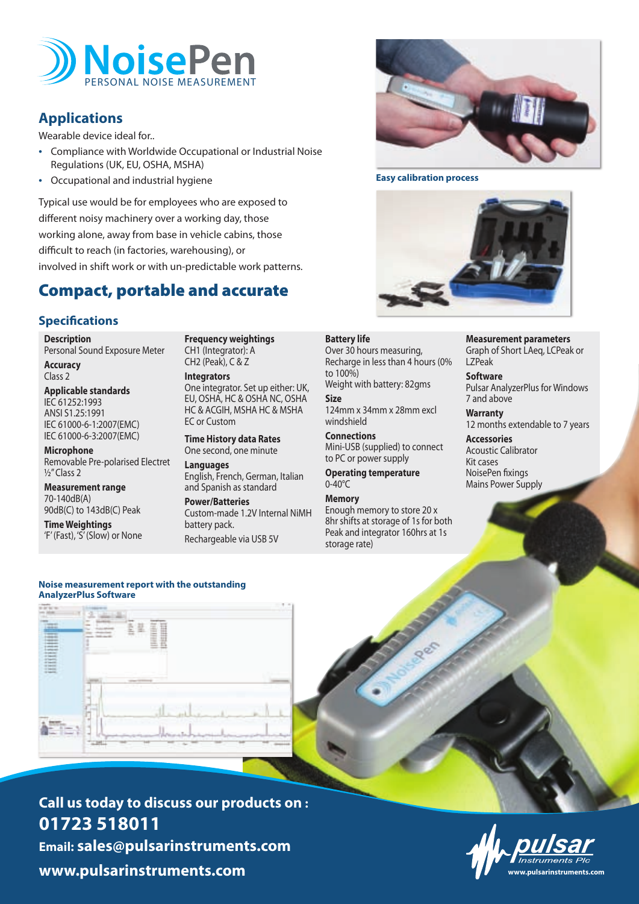# NoisePen

PERSONAL NOISE MEASUREMENT

## Applications

Wearable device ideal for..

- Compliance with Worldwide Occupational or Industrial Noise Regulations (UK, EU, OSHA, MSHA)
- Occupational and industrial hygiene

Typical use would be for employees who are exposed to different noisy machinery over a working day, those working alone, away from base in vehicle cabins, those difficult to reach (in factories, warehousing), or involved in shift work or with un-predictable work patterns.

Easy calibration process

## Compact, portable and accurate

### Specifications

**Description**
Personal Sound Exposure Meter

**Accuracy**
Class 2

**Applicable standards**
IEC 61252:1993
ANSI S1.25:1991
IEC 61000-6-1:2007(EMC)
IEC 61000-6-3:2007(EMC)

**Microphone**
Removable Pre-polarised Electret ½" Class 2

**Measurement range**
70-140dB(A)
90dB(C) to 143dB(C) Peak

**Time Weightings**
'F' (Fast), 'S' (Slow) or None

**Frequency weightings**
CH1 (Integrator): A
CH2 (Peak), C & Z

**Integrators**
One integrator. Set up either: UK, EU, OSHA, HC & OSHA NC, OSHA HC & ACGIH, MSHA HC & MSHA EC or Custom

**Time History data Rates**
One second, one minute

**Languages**
English, French, German, Italian and Spanish as standard

**Power/Batteries**
Custom-made 1.2V Internal NiMH battery pack.
Rechargeable via USB 5V

**Battery life**
Over 30 hours measuring, Recharge in less than 4 hours (0% to 100%)
Weight with battery: 82gms

**Size**
124mm x 34mm x 28mm excl windshield

**Connections**
Mini-USB (supplied) to connect to PC or power supply

**Operating temperature**
0-40°C

**Memory**
Enough memory to store 20 x 8hr shifts at storage of 1s for both Peak and integrator 160hrs at 1s storage rate)

**Measurement parameters**
Graph of Short LAeq, LCPeak or LZPeak

**Software**
Pulsar AnalyzerPlus for Windows 7 and above

**Warranty**
12 months extendable to 7 years

**Accessories**
Acoustic Calibrator
Kit cases
NoisePen fixings
Mains Power Supply

Noise measurement report with the outstanding AnalyzerPlus Software

**Call us today to discuss our products on :**
**01723 518011**
**Email: sales@pulsarinstruments.com**
**www.pulsarinstruments.com**

pulsar Instruments Plc
www.pulsarinstruments.com